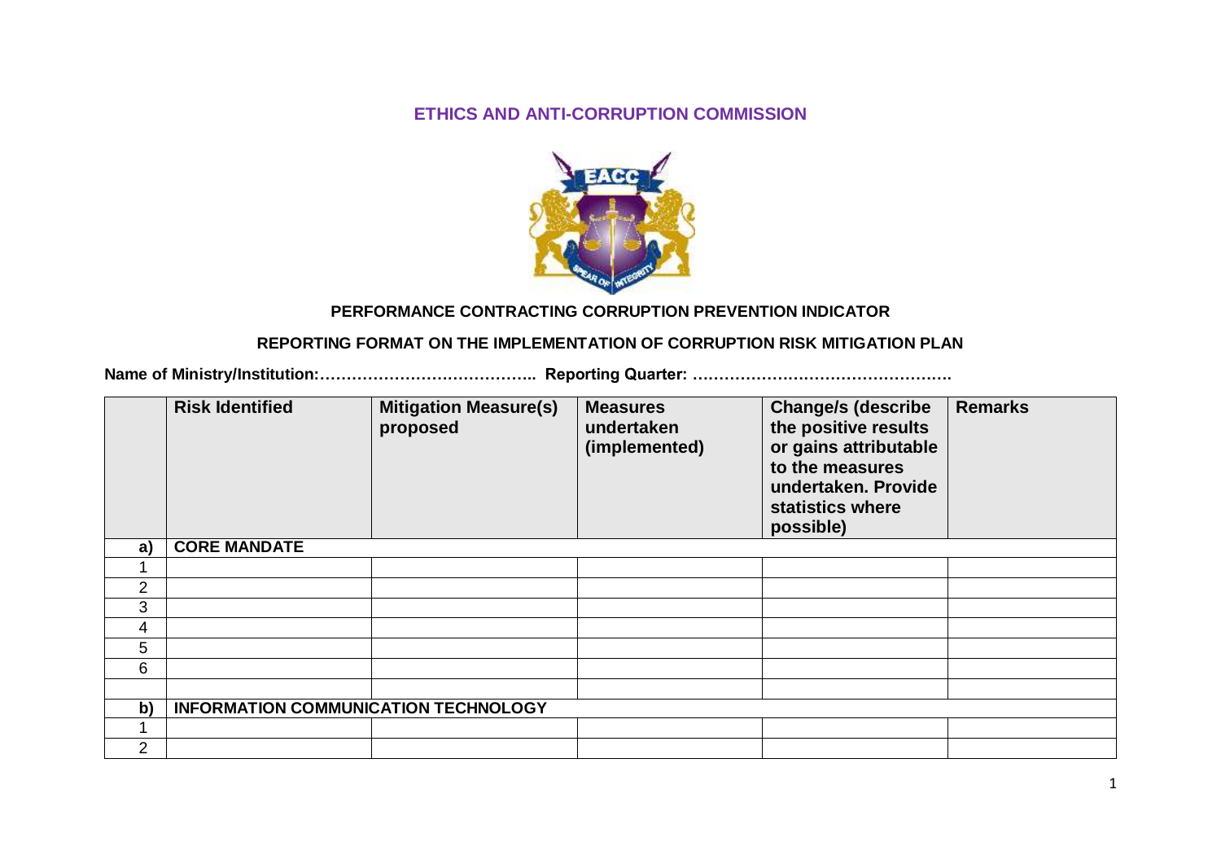# ETHICS AND ANTI-CORRUPTION COMMISSION

## PERFORMANCE CONTRACTING CORRUPTION PREVENTION INDICATOR

## REPORTING FORMAT ON THE IMPLEMENTATION OF CORRUPTION RISK MITIGATION PLAN

**Name of Ministry/Institution:………………………………….. Reporting Quarter: ………………………………………….**

| | Risk Identified | Mitigation Measure(s) proposed | Measures undertaken (implemented) | Change/s (describe the positive results or gains attributable to the measures undertaken. Provide statistics where possible) | Remarks |
|---|---|---|---|---|---|
| **a)** | **CORE MANDATE** | | | | |
| 1 | | | | | |
| 2 | | | | | |
| 3 | | | | | |
| 4 | | | | | |
| 5 | | | | | |
| 6 | | | | | |
| | | | | | |
| **b)** | **INFORMATION COMMUNICATION TECHNOLOGY** | | | | |
| 1 | | | | | |
| 2 | | | | | |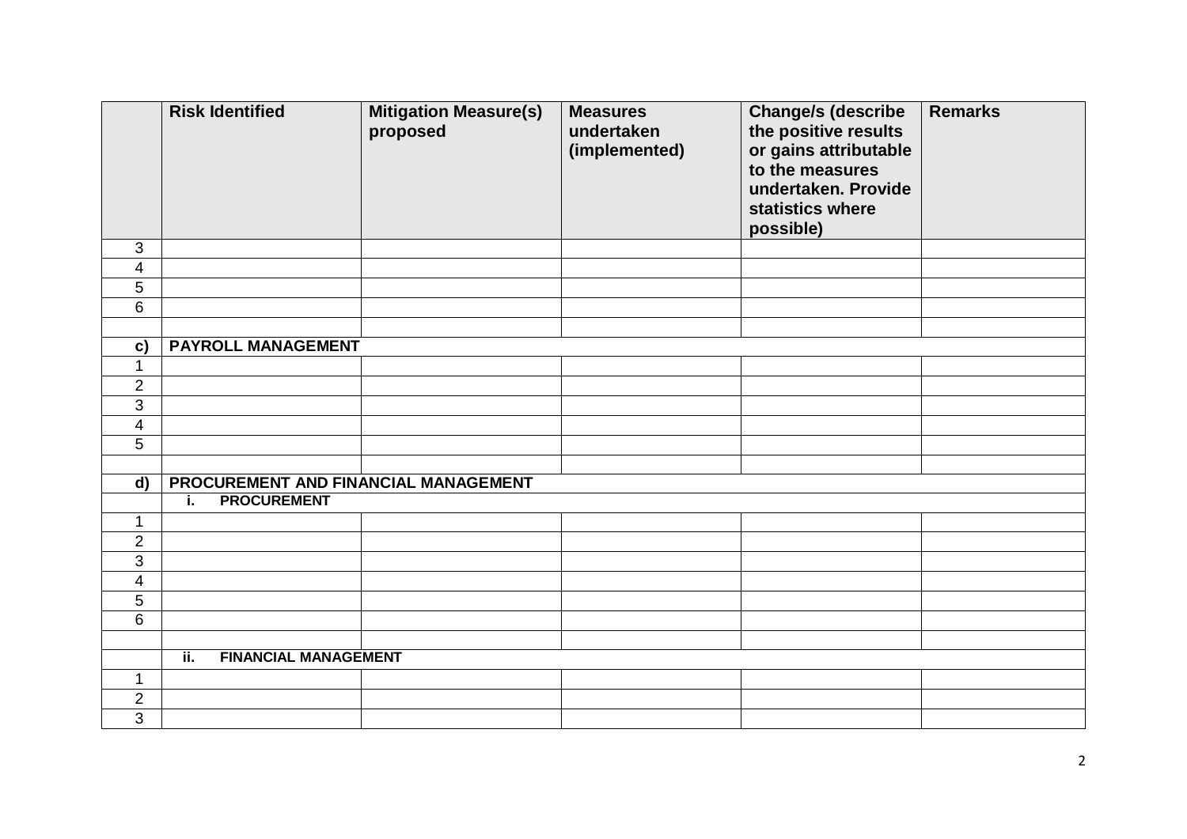| | Risk Identified | Mitigation Measure(s) proposed | Measures undertaken (implemented) | Change/s (describe the positive results or gains attributable to the measures undertaken. Provide statistics where possible) | Remarks |
|---|---|---|---|---|---|
| 3 | | | | | |
| 4 | | | | | |
| 5 | | | | | |
| 6 | | | | | |
| | | | | | |
| **c)** | **PAYROLL MANAGEMENT** | | | | |
| 1 | | | | | |
| 2 | | | | | |
| 3 | | | | | |
| 4 | | | | | |
| 5 | | | | | |
| | | | | | |
| **d)** | **PROCUREMENT AND FINANCIAL MANAGEMENT** | | | | |
| | **i. PROCUREMENT** | | | | |
| 1 | | | | | |
| 2 | | | | | |
| 3 | | | | | |
| 4 | | | | | |
| 5 | | | | | |
| 6 | | | | | |
| | | | | | |
| | **ii. FINANCIAL MANAGEMENT** | | | | |
| 1 | | | | | |
| 2 | | | | | |
| 3 | | | | | |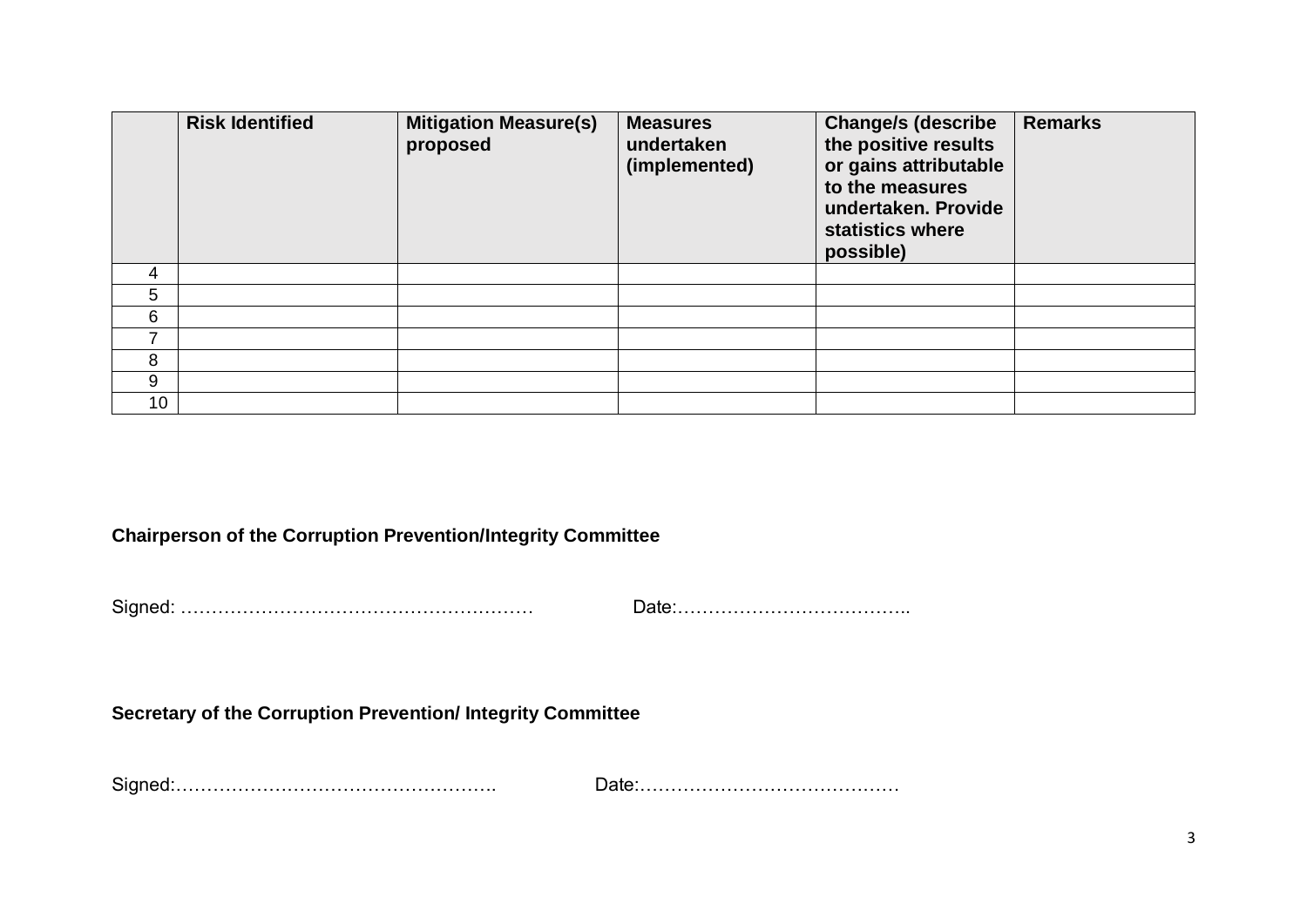| | Risk Identified | Mitigation Measure(s) proposed | Measures undertaken (implemented) | Change/s (describe the positive results or gains attributable to the measures undertaken. Provide statistics where possible) | Remarks |
|---|---|---|---|---|---|
| 4 | | | | | |
| 5 | | | | | |
| 6 | | | | | |
| 7 | | | | | |
| 8 | | | | | |
| 9 | | | | | |
| 10 | | | | | |

**Chairperson of the Corruption Prevention/Integrity Committee**

Signed: ………………………………………………… Date:………………………………..

**Secretary of the Corruption Prevention/ Integrity Committee**

Signed:……………………………………………. Date:……………………………………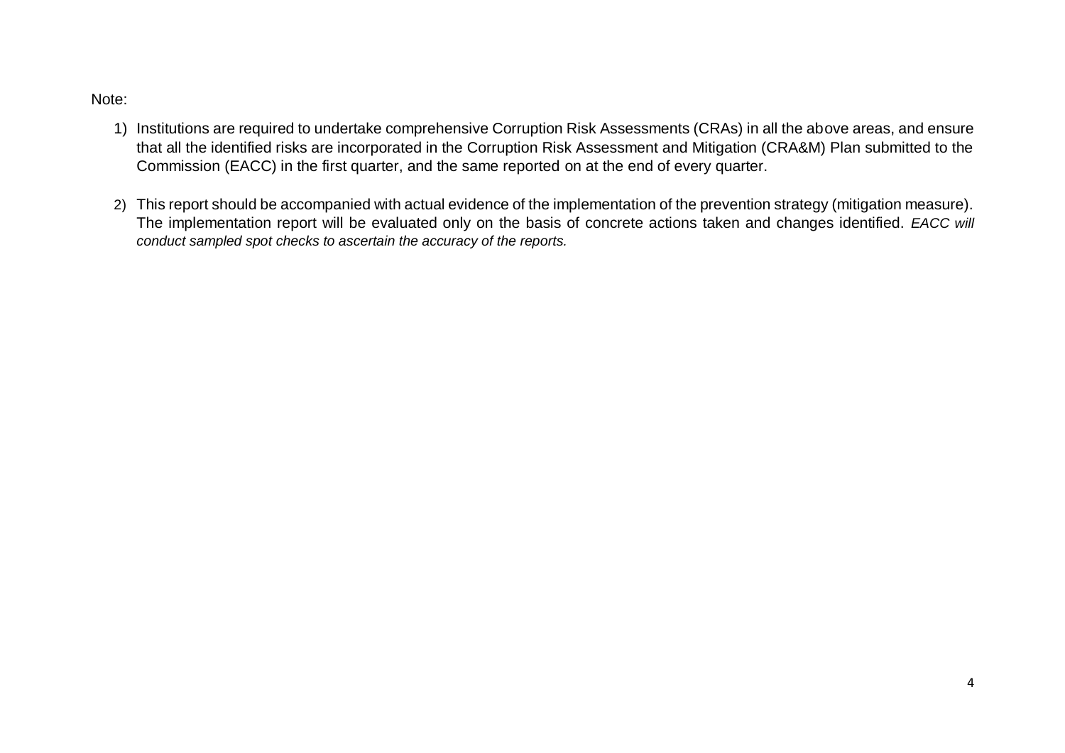Note:

1) Institutions are required to undertake comprehensive Corruption Risk Assessments (CRAs) in all the above areas, and ensure that all the identified risks are incorporated in the Corruption Risk Assessment and Mitigation (CRA&M) Plan submitted to the Commission (EACC) in the first quarter, and the same reported on at the end of every quarter.

2) This report should be accompanied with actual evidence of the implementation of the prevention strategy (mitigation measure). The implementation report will be evaluated only on the basis of concrete actions taken and changes identified. *EACC will conduct sampled spot checks to ascertain the accuracy of the reports.*